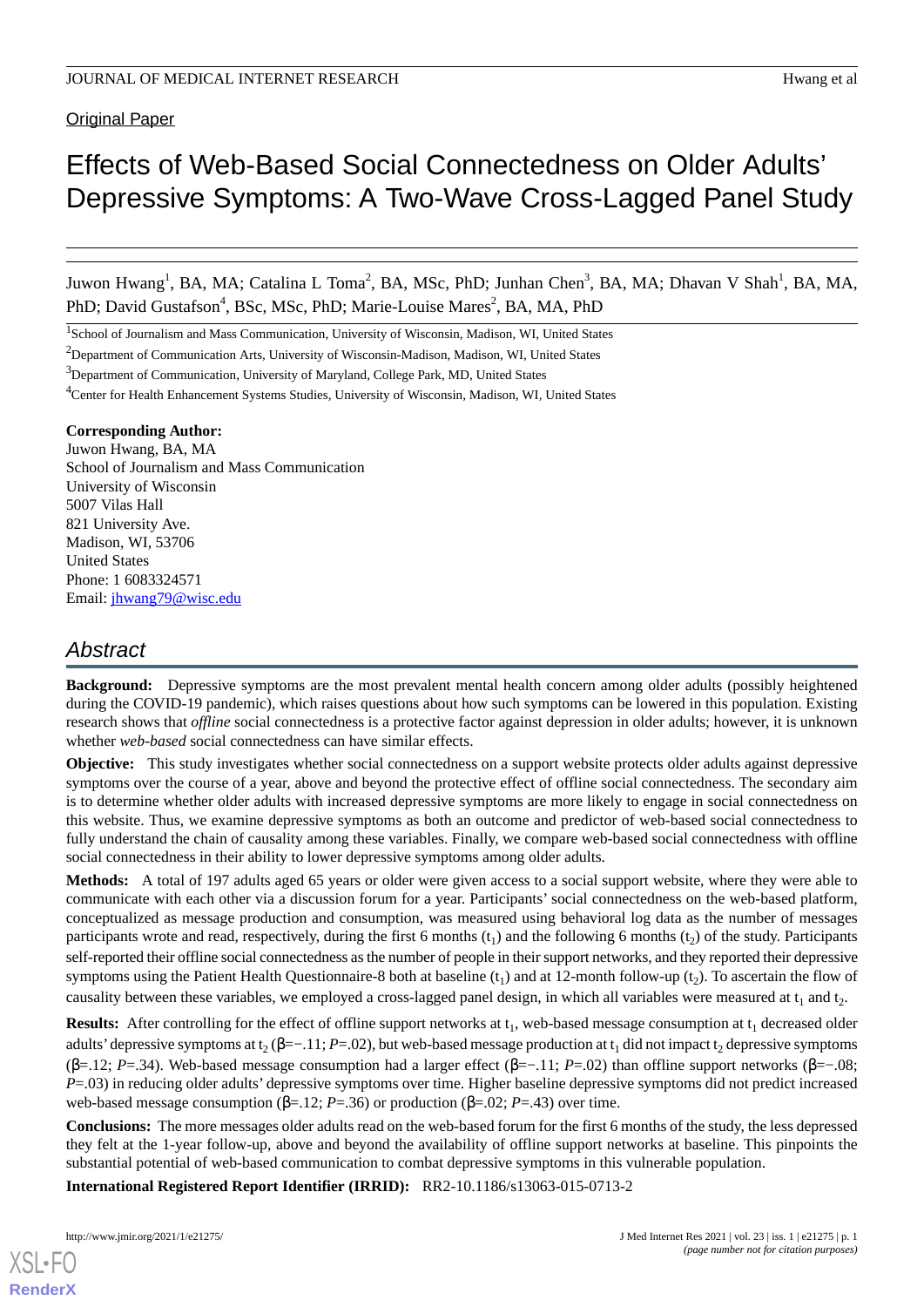Original Paper

# Effects of Web-Based Social Connectedness on Older Adults' Depressive Symptoms: A Two-Wave Cross-Lagged Panel Study

Juwon Hwang[1], BA, MA; Catalina L Toma[2], BA, MSc, PhD; Junhan Chen[3], BA, MA; Dhavan V Shah[1], BA, MA, PhD; David Gustafson[4], BSc, MSc, PhD; Marie-Louise Mares[2], BA, MA, PhD

[1]School of Journalism and Mass Communication, University of Wisconsin, Madison, WI, United States

[2]Department of Communication Arts, University of Wisconsin-Madison, Madison, WI, United States

[3]Department of Communication, University of Maryland, College Park, MD, United States

[4]Center for Health Enhancement Systems Studies, University of Wisconsin, Madison, WI, United States

**Corresponding Author:**
Juwon Hwang, BA, MA
School of Journalism and Mass Communication
University of Wisconsin
5007 Vilas Hall
821 University Ave.
Madison, WI, 53706
United States
Phone: 1 6083324571
Email: jhwang79@wisc.edu

## Abstract

**Background:** Depressive symptoms are the most prevalent mental health concern among older adults (possibly heightened during the COVID-19 pandemic), which raises questions about how such symptoms can be lowered in this population. Existing research shows that *offline* social connectedness is a protective factor against depression in older adults; however, it is unknown whether *web-based* social connectedness can have similar effects.

**Objective:** This study investigates whether social connectedness on a support website protects older adults against depressive symptoms over the course of a year, above and beyond the protective effect of offline social connectedness. The secondary aim is to determine whether older adults with increased depressive symptoms are more likely to engage in social connectedness on this website. Thus, we examine depressive symptoms as both an outcome and predictor of web-based social connectedness to fully understand the chain of causality among these variables. Finally, we compare web-based social connectedness with offline social connectedness in their ability to lower depressive symptoms among older adults.

**Methods:** A total of 197 adults aged 65 years or older were given access to a social support website, where they were able to communicate with each other via a discussion forum for a year. Participants' social connectedness on the web-based platform, conceptualized as message production and consumption, was measured using behavioral log data as the number of messages participants wrote and read, respectively, during the first 6 months ($t_1$) and the following 6 months ($t_2$) of the study. Participants self-reported their offline social connectedness as the number of people in their support networks, and they reported their depressive symptoms using the Patient Health Questionnaire-8 both at baseline ($t_1$) and at 12-month follow-up ($t_2$). To ascertain the flow of causality between these variables, we employed a cross-lagged panel design, in which all variables were measured at $t_1$ and $t_2$.

**Results:** After controlling for the effect of offline support networks at $t_1$, web-based message consumption at $t_1$ decreased older adults' depressive symptoms at $t_2$ (β=−.11; *P*=.02), but web-based message production at $t_1$ did not impact $t_2$ depressive symptoms (β=.12; *P*=.34). Web-based message consumption had a larger effect (β=−.11; *P*=.02) than offline support networks (β=−.08; *P*=.03) in reducing older adults' depressive symptoms over time. Higher baseline depressive symptoms did not predict increased web-based message consumption (β=.12; *P*=.36) or production (β=.02; *P*=.43) over time.

**Conclusions:** The more messages older adults read on the web-based forum for the first 6 months of the study, the less depressed they felt at the 1-year follow-up, above and beyond the availability of offline support networks at baseline. This pinpoints the substantial potential of web-based communication to combat depressive symptoms in this vulnerable population.

**International Registered Report Identifier (IRRID):** RR2-10.1186/s13063-015-0713-2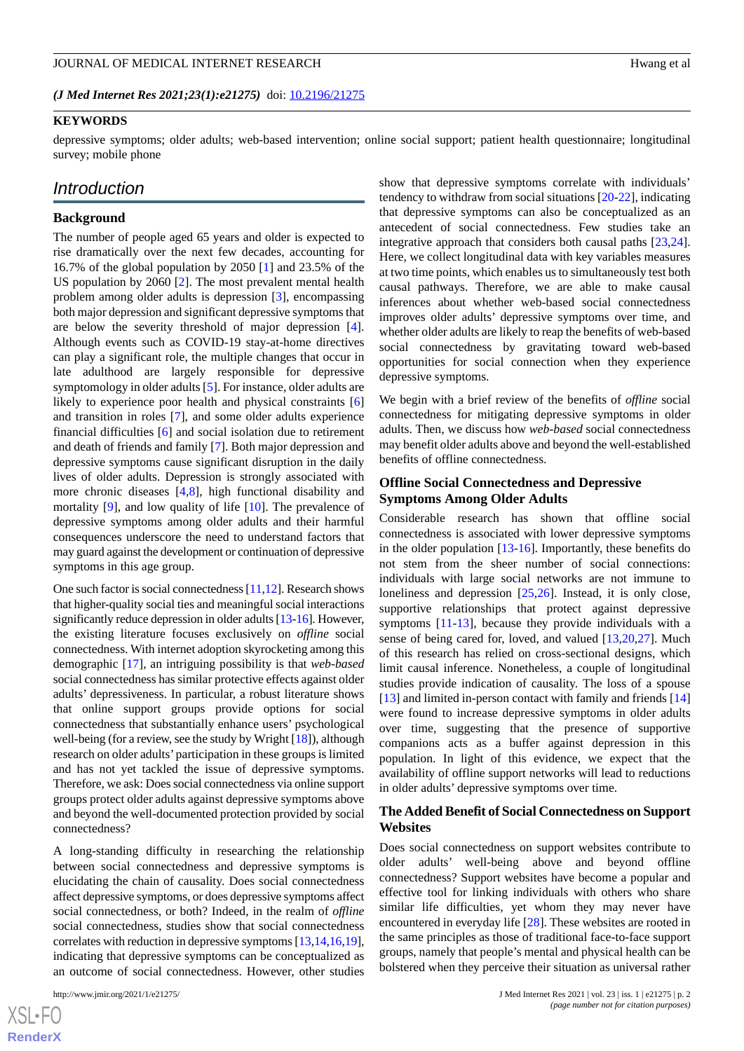(*J Med Internet Res 2021;23(1):e21275*) doi: 10.2196/21275

**KEYWORDS**

depressive symptoms; older adults; web-based intervention; online social support; patient health questionnaire; longitudinal survey; mobile phone

## Introduction

### Background

The number of people aged 65 years and older is expected to rise dramatically over the next few decades, accounting for 16.7% of the global population by 2050 [1] and 23.5% of the US population by 2060 [2]. The most prevalent mental health problem among older adults is depression [3], encompassing both major depression and significant depressive symptoms that are below the severity threshold of major depression [4]. Although events such as COVID-19 stay-at-home directives can play a significant role, the multiple changes that occur in late adulthood are largely responsible for depressive symptomology in older adults [5]. For instance, older adults are likely to experience poor health and physical constraints [6] and transition in roles [7], and some older adults experience financial difficulties [6] and social isolation due to retirement and death of friends and family [7]. Both major depression and depressive symptoms cause significant disruption in the daily lives of older adults. Depression is strongly associated with more chronic diseases [4,8], high functional disability and mortality [9], and low quality of life [10]. The prevalence of depressive symptoms among older adults and their harmful consequences underscore the need to understand factors that may guard against the development or continuation of depressive symptoms in this age group.

One such factor is social connectedness [11,12]. Research shows that higher-quality social ties and meaningful social interactions significantly reduce depression in older adults [13-16]. However, the existing literature focuses exclusively on *offline* social connectedness. With internet adoption skyrocketing among this demographic [17], an intriguing possibility is that *web-based* social connectedness has similar protective effects against older adults' depressiveness. In particular, a robust literature shows that online support groups provide options for social connectedness that substantially enhance users' psychological well-being (for a review, see the study by Wright [18]), although research on older adults' participation in these groups is limited and has not yet tackled the issue of depressive symptoms. Therefore, we ask: Does social connectedness via online support groups protect older adults against depressive symptoms above and beyond the well-documented protection provided by social connectedness?

A long-standing difficulty in researching the relationship between social connectedness and depressive symptoms is elucidating the chain of causality. Does social connectedness affect depressive symptoms, or does depressive symptoms affect social connectedness, or both? Indeed, in the realm of *offline* social connectedness, studies show that social connectedness correlates with reduction in depressive symptoms [13,14,16,19], indicating that depressive symptoms can be conceptualized as an outcome of social connectedness. However, other studies show that depressive symptoms correlate with individuals' tendency to withdraw from social situations [20-22], indicating that depressive symptoms can also be conceptualized as an antecedent of social connectedness. Few studies take an integrative approach that considers both causal paths [23,24]. Here, we collect longitudinal data with key variables measures at two time points, which enables us to simultaneously test both causal pathways. Therefore, we are able to make causal inferences about whether web-based social connectedness improves older adults' depressive symptoms over time, and whether older adults are likely to reap the benefits of web-based social connectedness by gravitating toward web-based opportunities for social connection when they experience depressive symptoms.

We begin with a brief review of the benefits of *offline* social connectedness for mitigating depressive symptoms in older adults. Then, we discuss how *web-based* social connectedness may benefit older adults above and beyond the well-established benefits of offline connectedness.

### Offline Social Connectedness and Depressive Symptoms Among Older Adults

Considerable research has shown that offline social connectedness is associated with lower depressive symptoms in the older population [13-16]. Importantly, these benefits do not stem from the sheer number of social connections: individuals with large social networks are not immune to loneliness and depression [25,26]. Instead, it is only close, supportive relationships that protect against depressive symptoms [11-13], because they provide individuals with a sense of being cared for, loved, and valued [13,20,27]. Much of this research has relied on cross-sectional designs, which limit causal inference. Nonetheless, a couple of longitudinal studies provide indication of causality. The loss of a spouse [13] and limited in-person contact with family and friends [14] were found to increase depressive symptoms in older adults over time, suggesting that the presence of supportive companions acts as a buffer against depression in this population. In light of this evidence, we expect that the availability of offline support networks will lead to reductions in older adults' depressive symptoms over time.

### The Added Benefit of Social Connectedness on Support Websites

Does social connectedness on support websites contribute to older adults' well-being above and beyond offline connectedness? Support websites have become a popular and effective tool for linking individuals with others who share similar life difficulties, yet whom they may never have encountered in everyday life [28]. These websites are rooted in the same principles as those of traditional face-to-face support groups, namely that people's mental and physical health can be bolstered when they perceive their situation as universal rather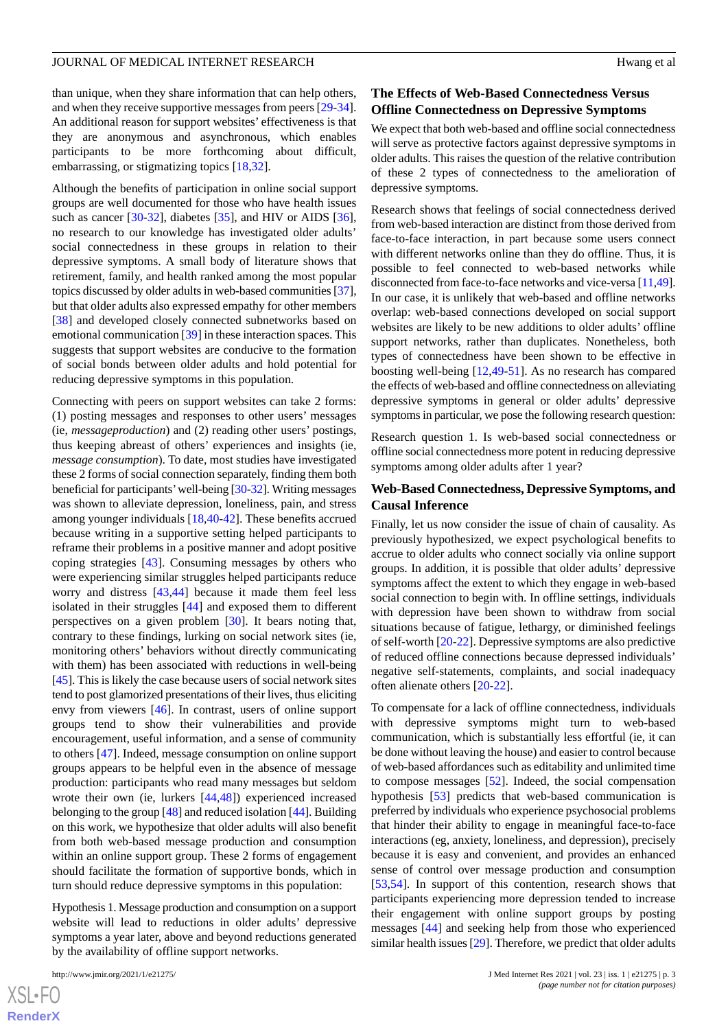than unique, when they share information that can help others, and when they receive supportive messages from peers [29-34]. An additional reason for support websites' effectiveness is that they are anonymous and asynchronous, which enables participants to be more forthcoming about difficult, embarrassing, or stigmatizing topics [18,32].

Although the benefits of participation in online social support groups are well documented for those who have health issues such as cancer [30-32], diabetes [35], and HIV or AIDS [36], no research to our knowledge has investigated older adults' social connectedness in these groups in relation to their depressive symptoms. A small body of literature shows that retirement, family, and health ranked among the most popular topics discussed by older adults in web-based communities [37], but that older adults also expressed empathy for other members [38] and developed closely connected subnetworks based on emotional communication [39] in these interaction spaces. This suggests that support websites are conducive to the formation of social bonds between older adults and hold potential for reducing depressive symptoms in this population.

Connecting with peers on support websites can take 2 forms: (1) posting messages and responses to other users' messages (ie, *messageproduction*) and (2) reading other users' postings, thus keeping abreast of others' experiences and insights (ie, *message consumption*). To date, most studies have investigated these 2 forms of social connection separately, finding them both beneficial for participants' well-being [30-32]. Writing messages was shown to alleviate depression, loneliness, pain, and stress among younger individuals [18,40-42]. These benefits accrued because writing in a supportive setting helped participants to reframe their problems in a positive manner and adopt positive coping strategies [43]. Consuming messages by others who were experiencing similar struggles helped participants reduce worry and distress [43,44] because it made them feel less isolated in their struggles [44] and exposed them to different perspectives on a given problem [30]. It bears noting that, contrary to these findings, lurking on social network sites (ie, monitoring others' behaviors without directly communicating with them) has been associated with reductions in well-being [45]. This is likely the case because users of social network sites tend to post glamorized presentations of their lives, thus eliciting envy from viewers [46]. In contrast, users of online support groups tend to show their vulnerabilities and provide encouragement, useful information, and a sense of community to others [47]. Indeed, message consumption on online support groups appears to be helpful even in the absence of message production: participants who read many messages but seldom wrote their own (ie, lurkers [44,48]) experienced increased belonging to the group [48] and reduced isolation [44]. Building on this work, we hypothesize that older adults will also benefit from both web-based message production and consumption within an online support group. These 2 forms of engagement should facilitate the formation of supportive bonds, which in turn should reduce depressive symptoms in this population:

Hypothesis 1. Message production and consumption on a support website will lead to reductions in older adults' depressive symptoms a year later, above and beyond reductions generated by the availability of offline support networks.

## The Effects of Web-Based Connectedness Versus Offline Connectedness on Depressive Symptoms

We expect that both web-based and offline social connectedness will serve as protective factors against depressive symptoms in older adults. This raises the question of the relative contribution of these 2 types of connectedness to the amelioration of depressive symptoms.

Research shows that feelings of social connectedness derived from web-based interaction are distinct from those derived from face-to-face interaction, in part because some users connect with different networks online than they do offline. Thus, it is possible to feel connected to web-based networks while disconnected from face-to-face networks and vice-versa [11,49]. In our case, it is unlikely that web-based and offline networks overlap: web-based connections developed on social support websites are likely to be new additions to older adults' offline support networks, rather than duplicates. Nonetheless, both types of connectedness have been shown to be effective in boosting well-being [12,49-51]. As no research has compared the effects of web-based and offline connectedness on alleviating depressive symptoms in general or older adults' depressive symptoms in particular, we pose the following research question:

Research question 1. Is web-based social connectedness or offline social connectedness more potent in reducing depressive symptoms among older adults after 1 year?

## Web-Based Connectedness, Depressive Symptoms, and Causal Inference

Finally, let us now consider the issue of chain of causality. As previously hypothesized, we expect psychological benefits to accrue to older adults who connect socially via online support groups. In addition, it is possible that older adults' depressive symptoms affect the extent to which they engage in web-based social connection to begin with. In offline settings, individuals with depression have been shown to withdraw from social situations because of fatigue, lethargy, or diminished feelings of self-worth [20-22]. Depressive symptoms are also predictive of reduced offline connections because depressed individuals' negative self-statements, complaints, and social inadequacy often alienate others [20-22].

To compensate for a lack of offline connectedness, individuals with depressive symptoms might turn to web-based communication, which is substantially less effortful (ie, it can be done without leaving the house) and easier to control because of web-based affordances such as editability and unlimited time to compose messages [52]. Indeed, the social compensation hypothesis [53] predicts that web-based communication is preferred by individuals who experience psychosocial problems that hinder their ability to engage in meaningful face-to-face interactions (eg, anxiety, loneliness, and depression), precisely because it is easy and convenient, and provides an enhanced sense of control over message production and consumption [53,54]. In support of this contention, research shows that participants experiencing more depression tended to increase their engagement with online support groups by posting messages [44] and seeking help from those who experienced similar health issues [29]. Therefore, we predict that older adults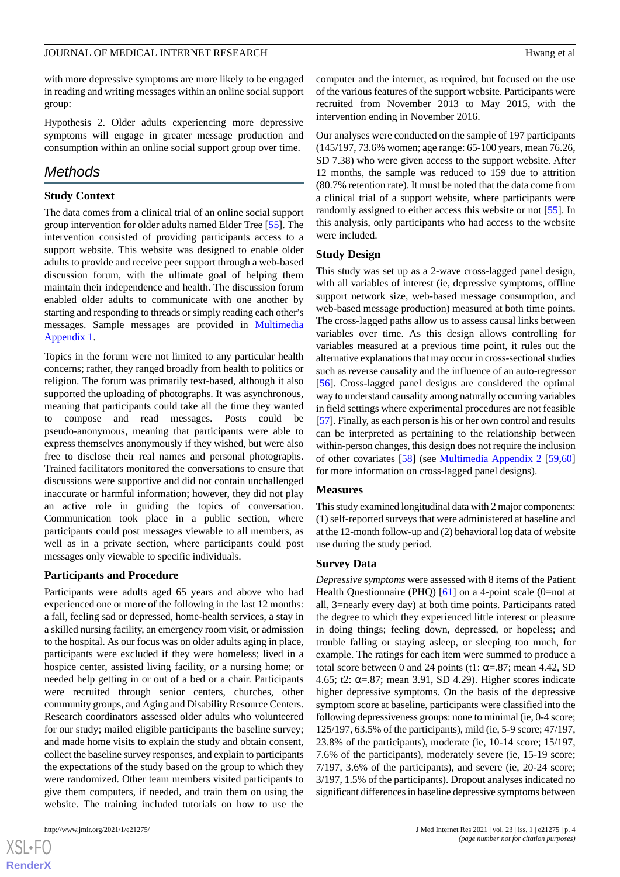with more depressive symptoms are more likely to be engaged in reading and writing messages within an online social support group:

Hypothesis 2. Older adults experiencing more depressive symptoms will engage in greater message production and consumption within an online social support group over time.

## Methods

### Study Context

The data comes from a clinical trial of an online social support group intervention for older adults named Elder Tree [55]. The intervention consisted of providing participants access to a support website. This website was designed to enable older adults to provide and receive peer support through a web-based discussion forum, with the ultimate goal of helping them maintain their independence and health. The discussion forum enabled older adults to communicate with one another by starting and responding to threads or simply reading each other's messages. Sample messages are provided in Multimedia Appendix 1.

Topics in the forum were not limited to any particular health concerns; rather, they ranged broadly from health to politics or religion. The forum was primarily text-based, although it also supported the uploading of photographs. It was asynchronous, meaning that participants could take all the time they wanted to compose and read messages. Posts could be pseudo-anonymous, meaning that participants were able to express themselves anonymously if they wished, but were also free to disclose their real names and personal photographs. Trained facilitators monitored the conversations to ensure that discussions were supportive and did not contain unchallenged inaccurate or harmful information; however, they did not play an active role in guiding the topics of conversation. Communication took place in a public section, where participants could post messages viewable to all members, as well as in a private section, where participants could post messages only viewable to specific individuals.

### Participants and Procedure

Participants were adults aged 65 years and above who had experienced one or more of the following in the last 12 months: a fall, feeling sad or depressed, home-health services, a stay in a skilled nursing facility, an emergency room visit, or admission to the hospital. As our focus was on older adults aging in place, participants were excluded if they were homeless; lived in a hospice center, assisted living facility, or a nursing home; or needed help getting in or out of a bed or a chair. Participants were recruited through senior centers, churches, other community groups, and Aging and Disability Resource Centers. Research coordinators assessed older adults who volunteered for our study; mailed eligible participants the baseline survey; and made home visits to explain the study and obtain consent, collect the baseline survey responses, and explain to participants the expectations of the study based on the group to which they were randomized. Other team members visited participants to give them computers, if needed, and train them on using the website. The training included tutorials on how to use the computer and the internet, as required, but focused on the use of the various features of the support website. Participants were recruited from November 2013 to May 2015, with the intervention ending in November 2016.

Our analyses were conducted on the sample of 197 participants (145/197, 73.6% women; age range: 65-100 years, mean 76.26, SD 7.38) who were given access to the support website. After 12 months, the sample was reduced to 159 due to attrition (80.7% retention rate). It must be noted that the data come from a clinical trial of a support website, where participants were randomly assigned to either access this website or not [55]. In this analysis, only participants who had access to the website were included.

### Study Design

This study was set up as a 2-wave cross-lagged panel design, with all variables of interest (ie, depressive symptoms, offline support network size, web-based message consumption, and web-based message production) measured at both time points. The cross-lagged paths allow us to assess causal links between variables over time. As this design allows controlling for variables measured at a previous time point, it rules out the alternative explanations that may occur in cross-sectional studies such as reverse causality and the influence of an auto-regressor [56]. Cross-lagged panel designs are considered the optimal way to understand causality among naturally occurring variables in field settings where experimental procedures are not feasible [57]. Finally, as each person is his or her own control and results can be interpreted as pertaining to the relationship between within-person changes, this design does not require the inclusion of other covariates [58] (see Multimedia Appendix 2 [59,60] for more information on cross-lagged panel designs).

### Measures

This study examined longitudinal data with 2 major components: (1) self-reported surveys that were administered at baseline and at the 12-month follow-up and (2) behavioral log data of website use during the study period.

### Survey Data

*Depressive symptoms* were assessed with 8 items of the Patient Health Questionnaire (PHQ) [61] on a 4-point scale (0=not at all, 3=nearly every day) at both time points. Participants rated the degree to which they experienced little interest or pleasure in doing things; feeling down, depressed, or hopeless; and trouble falling or staying asleep, or sleeping too much, for example. The ratings for each item were summed to produce a total score between 0 and 24 points (t1: $\alpha$=.87; mean 4.42, SD 4.65; t2: $\alpha$=.87; mean 3.91, SD 4.29). Higher scores indicate higher depressive symptoms. On the basis of the depressive symptom score at baseline, participants were classified into the following depressiveness groups: none to minimal (ie, 0-4 score; 125/197, 63.5% of the participants), mild (ie, 5-9 score; 47/197, 23.8% of the participants), moderate (ie, 10-14 score; 15/197, 7.6% of the participants), moderately severe (ie, 15-19 score; 7/197, 3.6% of the participants), and severe (ie, 20-24 score; 3/197, 1.5% of the participants). Dropout analyses indicated no significant differences in baseline depressive symptoms between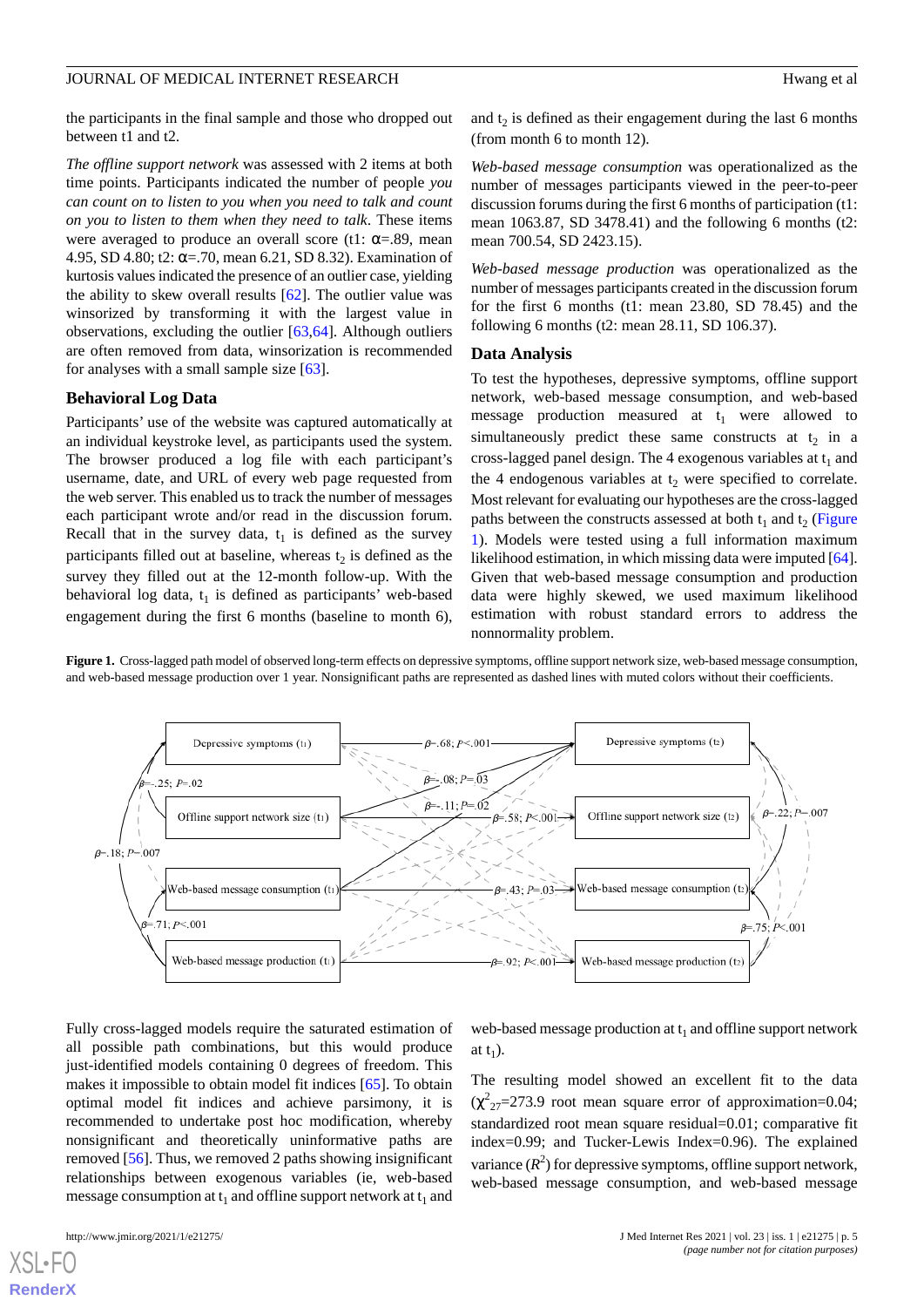the participants in the final sample and those who dropped out between t1 and t2.

*The offline support network* was assessed with 2 items at both time points. Participants indicated the number of people *you can count on to listen to you when you need to talk and count on you to listen to them when they need to talk*. These items were averaged to produce an overall score (t1: α=.89, mean 4.95, SD 4.80; t2: α=.70, mean 6.21, SD 8.32). Examination of kurtosis values indicated the presence of an outlier case, yielding the ability to skew overall results [62]. The outlier value was winsorized by transforming it with the largest value in observations, excluding the outlier [63,64]. Although outliers are often removed from data, winsorization is recommended for analyses with a small sample size [63].

### Behavioral Log Data

Participants' use of the website was captured automatically at an individual keystroke level, as participants used the system. The browser produced a log file with each participant's username, date, and URL of every web page requested from the web server. This enabled us to track the number of messages each participant wrote and/or read in the discussion forum. Recall that in the survey data, $t_1$ is defined as the survey participants filled out at baseline, whereas $t_2$ is defined as the survey they filled out at the 12-month follow-up. With the behavioral log data, $t_1$ is defined as participants' web-based engagement during the first 6 months (baseline to month 6), and $t_2$ is defined as their engagement during the last 6 months (from month 6 to month 12).

*Web-based message consumption* was operationalized as the number of messages participants viewed in the peer-to-peer discussion forums during the first 6 months of participation (t1: mean 1063.87, SD 3478.41) and the following 6 months (t2: mean 700.54, SD 2423.15).

*Web-based message production* was operationalized as the number of messages participants created in the discussion forum for the first 6 months (t1: mean 23.80, SD 78.45) and the following 6 months (t2: mean 28.11, SD 106.37).

### Data Analysis

To test the hypotheses, depressive symptoms, offline support network, web-based message consumption, and web-based message production measured at $t_1$ were allowed to simultaneously predict these same constructs at $t_2$ in a cross-lagged panel design. The 4 exogenous variables at $t_1$ and the 4 endogenous variables at $t_2$ were specified to correlate. Most relevant for evaluating our hypotheses are the cross-lagged paths between the constructs assessed at both $t_1$ and $t_2$ (Figure 1). Models were tested using a full information maximum likelihood estimation, in which missing data were imputed [64]. Given that web-based message consumption and production data were highly skewed, we used maximum likelihood estimation with robust standard errors to address the nonnormality problem.

**Figure 1.** Cross-lagged path model of observed long-term effects on depressive symptoms, offline support network size, web-based message consumption, and web-based message production over 1 year. Nonsignificant paths are represented as dashed lines with muted colors without their coefficients.

Fully cross-lagged models require the saturated estimation of all possible path combinations, but this would produce just-identified models containing 0 degrees of freedom. This makes it impossible to obtain model fit indices [65]. To obtain optimal model fit indices and achieve parsimony, it is recommended to undertake post hoc modification, whereby nonsignificant and theoretically uninformative paths are removed [56]. Thus, we removed 2 paths showing insignificant relationships between exogenous variables (ie, web-based message consumption at $t_1$ and offline support network at $t_1$ and web-based message production at $t_1$ and offline support network at $t_1$).

The resulting model showed an excellent fit to the data ($\chi^2_{27}$=273.9 root mean square error of approximation=0.04; standardized root mean square residual=0.01; comparative fit index=0.99; and Tucker-Lewis Index=0.96). The explained variance ($R^2$) for depressive symptoms, offline support network, web-based message consumption, and web-based message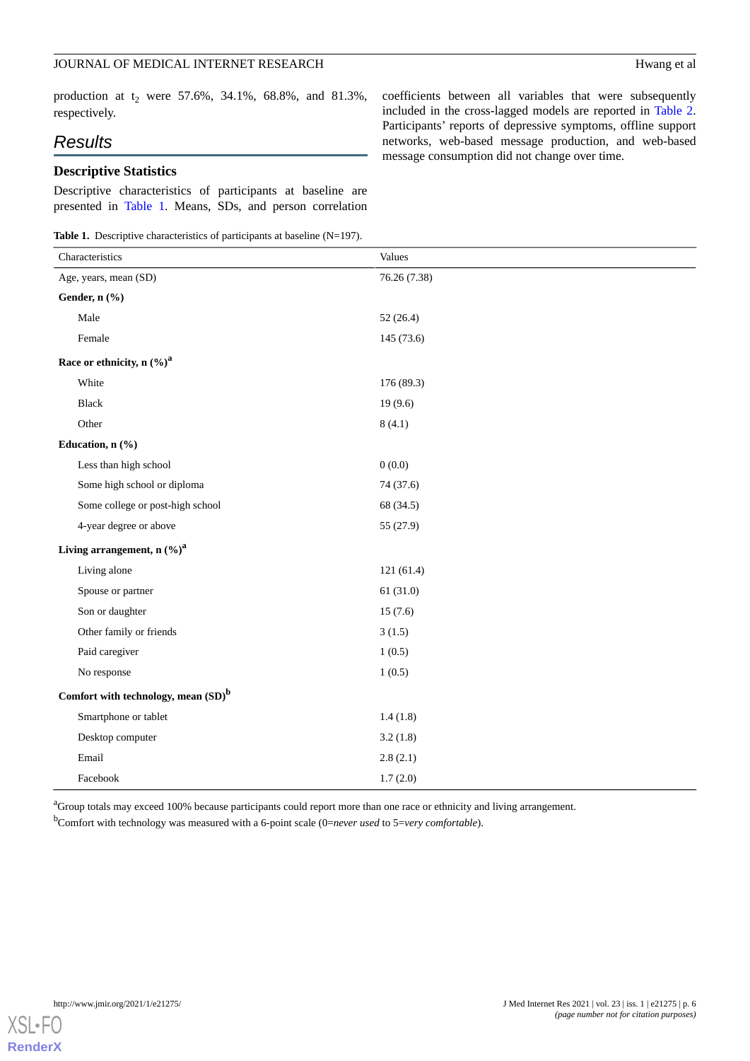production at $t_2$ were 57.6%, 34.1%, 68.8%, and 81.3%, respectively.

## Results

### Descriptive Statistics

Descriptive characteristics of participants at baseline are presented in Table 1. Means, SDs, and person correlation coefficients between all variables that were subsequently included in the cross-lagged models are reported in Table 2. Participants' reports of depressive symptoms, offline support networks, web-based message production, and web-based message consumption did not change over time.

**Table 1.** Descriptive characteristics of participants at baseline (N=197).

| Characteristics | Values |
|---|---|
| Age, years, mean (SD) | 76.26 (7.38) |
| **Gender, n (%)** | |
| Male | 52 (26.4) |
| Female | 145 (73.6) |
| **Race or ethnicity, n (%)[a]** | |
| White | 176 (89.3) |
| Black | 19 (9.6) |
| Other | 8 (4.1) |
| **Education, n (%)** | |
| Less than high school | 0 (0.0) |
| Some high school or diploma | 74 (37.6) |
| Some college or post-high school | 68 (34.5) |
| 4-year degree or above | 55 (27.9) |
| **Living arrangement, n (%)[a]** | |
| Living alone | 121 (61.4) |
| Spouse or partner | 61 (31.0) |
| Son or daughter | 15 (7.6) |
| Other family or friends | 3 (1.5) |
| Paid caregiver | 1 (0.5) |
| No response | 1 (0.5) |
| **Comfort with technology, mean (SD)[b]** | |
| Smartphone or tablet | 1.4 (1.8) |
| Desktop computer | 3.2 (1.8) |
| Email | 2.8 (2.1) |
| Facebook | 1.7 (2.0) |

[a]Group totals may exceed 100% because participants could report more than one race or ethnicity and living arrangement.

[b]Comfort with technology was measured with a 6-point scale (0=*never used* to 5=*very comfortable*).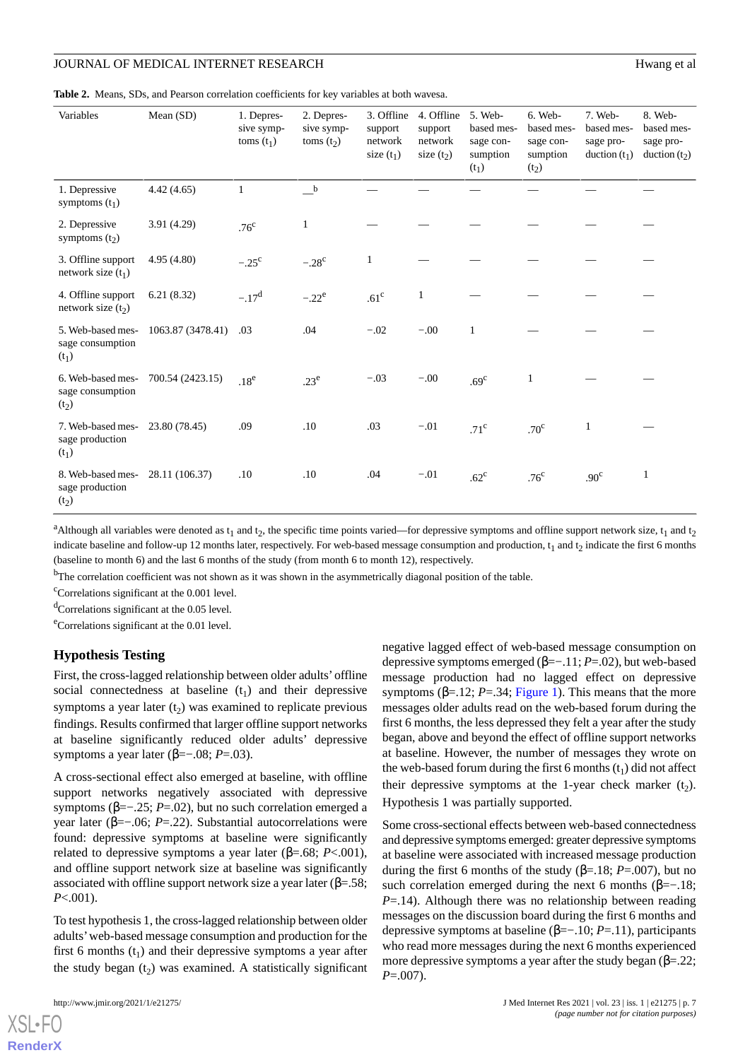**Table 2.** Means, SDs, and Pearson correlation coefficients for key variables at both waves[a].

| Variables | Mean (SD) | 1. Depressive symptoms ($t_1$) | 2. Depressive symptoms ($t_2$) | 3. Offline support network size ($t_1$) | 4. Offline support network size ($t_2$) | 5. Web-based message consumption ($t_1$) | 6. Web-based message consumption ($t_2$) | 7. Web-based message production ($t_1$) | 8. Web-based message production ($t_2$) |
|---|---|---|---|---|---|---|---|---|---|
| 1. Depressive symptoms ($t_1$) | 4.42 (4.65) | 1 | —[b] | — | — | — | — | — | — |
| 2. Depressive symptoms ($t_2$) | 3.91 (4.29) | .76[c] | 1 | — | — | — | — | — | — |
| 3. Offline support network size ($t_1$) | 4.95 (4.80) | −.25[c] | −.28[c] | 1 | — | — | — | — | — |
| 4. Offline support network size ($t_2$) | 6.21 (8.32) | −.17[d] | −.22[e] | .61[c] | 1 | — | — | — | — |
| 5. Web-based message consumption ($t_1$) | 1063.87 (3478.41) | .03 | .04 | −.02 | −.00 | 1 | — | — | — |
| 6. Web-based message consumption ($t_2$) | 700.54 (2423.15) | .18[e] | .23[e] | −.03 | −.00 | .69[c] | 1 | — | — |
| 7. Web-based message production ($t_1$) | 23.80 (78.45) | .09 | .10 | .03 | −.01 | .71[c] | .70[c] | 1 | — |
| 8. Web-based message production ($t_2$) | 28.11 (106.37) | .10 | .10 | .04 | −.01 | .62[c] | .76[c] | .90[c] | 1 |

[a]Although all variables were denoted as $t_1$ and $t_2$, the specific time points varied—for depressive symptoms and offline support network size, $t_1$ and $t_2$ indicate baseline and follow-up 12 months later, respectively. For web-based message consumption and production, $t_1$ and $t_2$ indicate the first 6 months (baseline to month 6) and the last 6 months of the study (from month 6 to month 12), respectively.

[b]The correlation coefficient was not shown as it was shown in the asymmetrically diagonal position of the table.

[c]Correlations significant at the 0.001 level.

[d]Correlations significant at the 0.05 level.

[e]Correlations significant at the 0.01 level.

## Hypothesis Testing

First, the cross-lagged relationship between older adults' offline social connectedness at baseline ($t_1$) and their depressive symptoms a year later ($t_2$) was examined to replicate previous findings. Results confirmed that larger offline support networks at baseline significantly reduced older adults' depressive symptoms a year later (β=−.08; *P*=.03).

A cross-sectional effect also emerged at baseline, with offline support networks negatively associated with depressive symptoms (β=−.25; *P*=.02), but no such correlation emerged a year later (β=−.06; *P*=.22). Substantial autocorrelations were found: depressive symptoms at baseline were significantly related to depressive symptoms a year later (β=.68; *P*<.001), and offline support network size at baseline was significantly associated with offline support network size a year later (β=.58; *P*<.001).

To test hypothesis 1, the cross-lagged relationship between older adults' web-based message consumption and production for the first 6 months ($t_1$) and their depressive symptoms a year after the study began ($t_2$) was examined. A statistically significant negative lagged effect of web-based message consumption on depressive symptoms emerged (β=−.11; *P*=.02), but web-based message production had no lagged effect on depressive symptoms (β=.12; *P*=.34; Figure 1). This means that the more messages older adults read on the web-based forum during the first 6 months, the less depressed they felt a year after the study began, above and beyond the effect of offline support networks at baseline. However, the number of messages they wrote on the web-based forum during the first 6 months ($t_1$) did not affect their depressive symptoms at the 1-year check marker ($t_2$). Hypothesis 1 was partially supported.

Some cross-sectional effects between web-based connectedness and depressive symptoms emerged: greater depressive symptoms at baseline were associated with increased message production during the first 6 months of the study (β=.18; *P*=.007), but no such correlation emerged during the next 6 months (β=−.18; *P*=.14). Although there was no relationship between reading messages on the discussion board during the first 6 months and depressive symptoms at baseline (β=−.10; *P*=.11), participants who read more messages during the next 6 months experienced more depressive symptoms a year after the study began (β=.22; *P*=.007).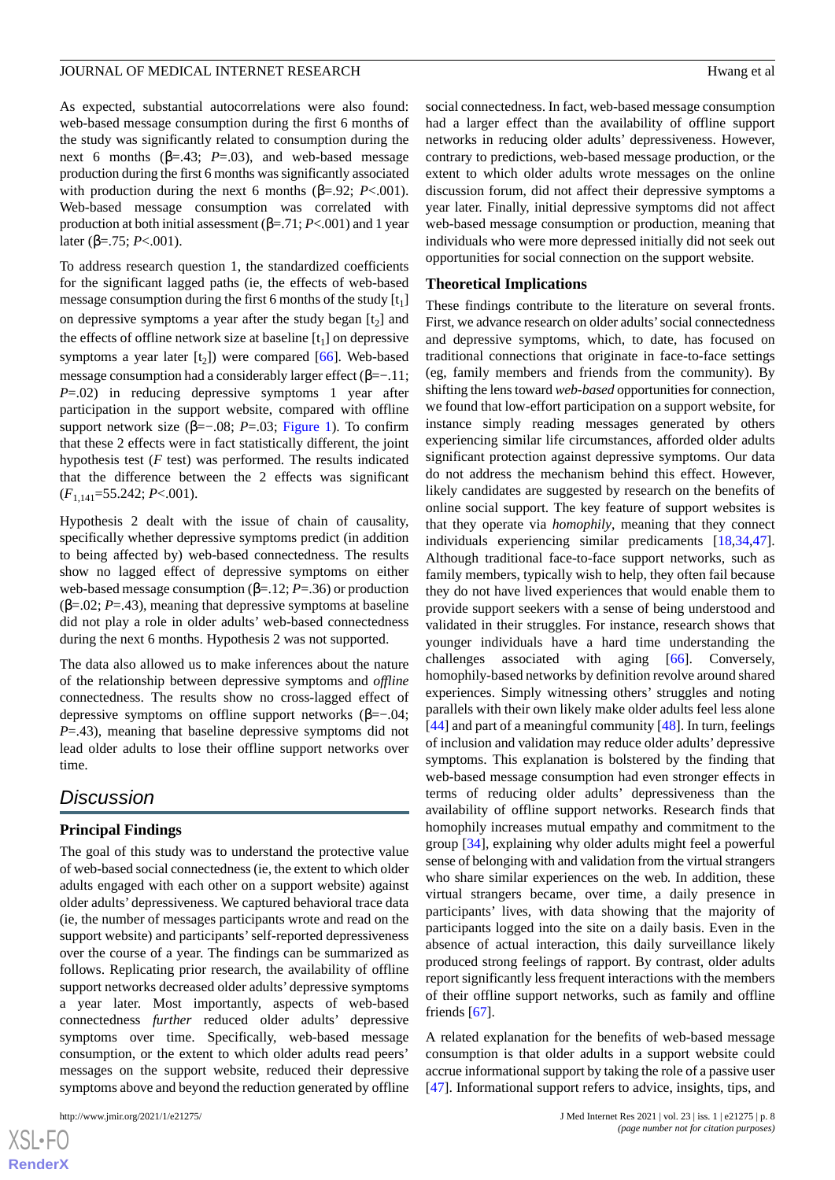As expected, substantial autocorrelations were also found: web-based message consumption during the first 6 months of the study was significantly related to consumption during the next 6 months (β=.43; *P*=.03), and web-based message production during the first 6 months was significantly associated with production during the next 6 months (β=.92; *P*<.001). Web-based message consumption was correlated with production at both initial assessment (β=.71; *P*<.001) and 1 year later (β=.75; *P*<.001).

To address research question 1, the standardized coefficients for the significant lagged paths (ie, the effects of web-based message consumption during the first 6 months of the study [$t_1$] on depressive symptoms a year after the study began [$t_2$] and the effects of offline network size at baseline [$t_1$] on depressive symptoms a year later [$t_2$]) were compared [66]. Web-based message consumption had a considerably larger effect (β=−.11; *P*=.02) in reducing depressive symptoms 1 year after participation in the support website, compared with offline support network size (β=−.08; *P*=.03; Figure 1). To confirm that these 2 effects were in fact statistically different, the joint hypothesis test (*F* test) was performed. The results indicated that the difference between the 2 effects was significant ($F_{1,141}$=55.242; *P*<.001).

Hypothesis 2 dealt with the issue of chain of causality, specifically whether depressive symptoms predict (in addition to being affected by) web-based connectedness. The results show no lagged effect of depressive symptoms on either web-based message consumption (β=.12; *P*=.36) or production (β=.02; *P*=.43), meaning that depressive symptoms at baseline did not play a role in older adults' web-based connectedness during the next 6 months. Hypothesis 2 was not supported.

The data also allowed us to make inferences about the nature of the relationship between depressive symptoms and *offline* connectedness. The results show no cross-lagged effect of depressive symptoms on offline support networks (β=−.04; *P*=.43), meaning that baseline depressive symptoms did not lead older adults to lose their offline support networks over time.

## Discussion

### Principal Findings

The goal of this study was to understand the protective value of web-based social connectedness (ie, the extent to which older adults engaged with each other on a support website) against older adults' depressiveness. We captured behavioral trace data (ie, the number of messages participants wrote and read on the support website) and participants' self-reported depressiveness over the course of a year. The findings can be summarized as follows. Replicating prior research, the availability of offline support networks decreased older adults' depressive symptoms a year later. Most importantly, aspects of web-based connectedness *further* reduced older adults' depressive symptoms over time. Specifically, web-based message consumption, or the extent to which older adults read peers' messages on the support website, reduced their depressive symptoms above and beyond the reduction generated by offline social connectedness. In fact, web-based message consumption had a larger effect than the availability of offline support networks in reducing older adults' depressiveness. However, contrary to predictions, web-based message production, or the extent to which older adults wrote messages on the online discussion forum, did not affect their depressive symptoms a year later. Finally, initial depressive symptoms did not affect web-based message consumption or production, meaning that individuals who were more depressed initially did not seek out opportunities for social connection on the support website.

### Theoretical Implications

These findings contribute to the literature on several fronts. First, we advance research on older adults' social connectedness and depressive symptoms, which, to date, has focused on traditional connections that originate in face-to-face settings (eg, family members and friends from the community). By shifting the lens toward *web-based* opportunities for connection, we found that low-effort participation on a support website, for instance simply reading messages generated by others experiencing similar life circumstances, afforded older adults significant protection against depressive symptoms. Our data do not address the mechanism behind this effect. However, likely candidates are suggested by research on the benefits of online social support. The key feature of support websites is that they operate via *homophily*, meaning that they connect individuals experiencing similar predicaments [18,34,47]. Although traditional face-to-face support networks, such as family members, typically wish to help, they often fail because they do not have lived experiences that would enable them to provide support seekers with a sense of being understood and validated in their struggles. For instance, research shows that younger individuals have a hard time understanding the challenges associated with aging [66]. Conversely, homophily-based networks by definition revolve around shared experiences. Simply witnessing others' struggles and noting parallels with their own likely make older adults feel less alone [44] and part of a meaningful community [48]. In turn, feelings of inclusion and validation may reduce older adults' depressive symptoms. This explanation is bolstered by the finding that web-based message consumption had even stronger effects in terms of reducing older adults' depressiveness than the availability of offline support networks. Research finds that homophily increases mutual empathy and commitment to the group [34], explaining why older adults might feel a powerful sense of belonging with and validation from the virtual strangers who share similar experiences on the web. In addition, these virtual strangers became, over time, a daily presence in participants' lives, with data showing that the majority of participants logged into the site on a daily basis. Even in the absence of actual interaction, this daily surveillance likely produced strong feelings of rapport. By contrast, older adults report significantly less frequent interactions with the members of their offline support networks, such as family and offline friends [67].

A related explanation for the benefits of web-based message consumption is that older adults in a support website could accrue informational support by taking the role of a passive user [47]. Informational support refers to advice, insights, tips, and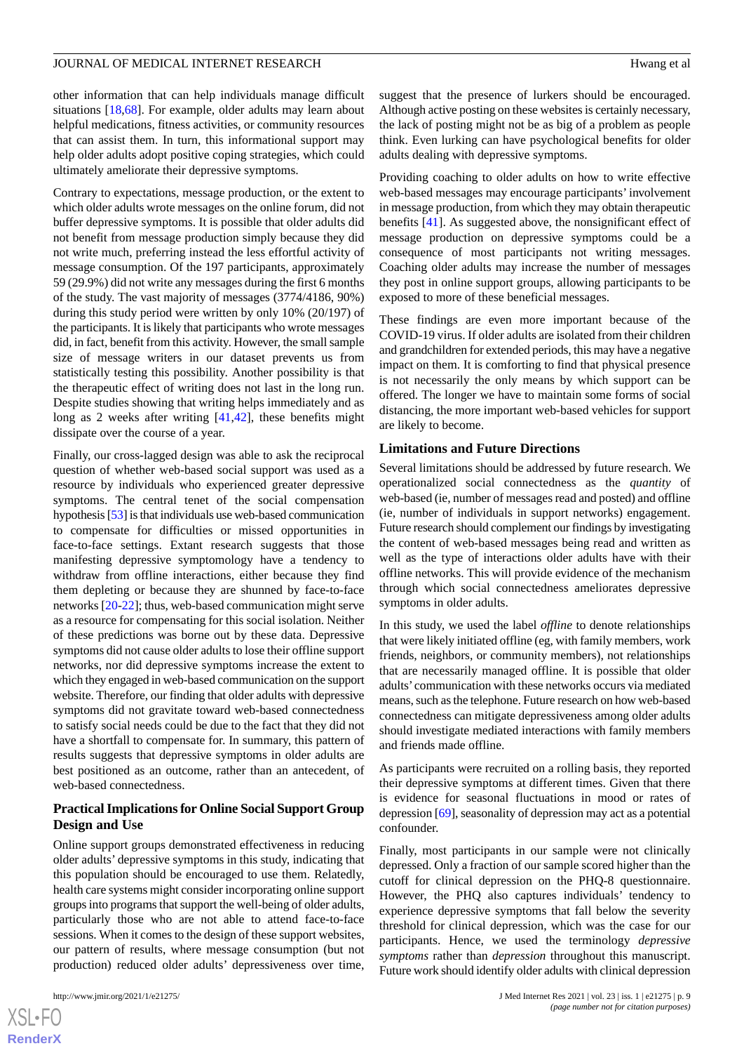other information that can help individuals manage difficult situations [18,68]. For example, older adults may learn about helpful medications, fitness activities, or community resources that can assist them. In turn, this informational support may help older adults adopt positive coping strategies, which could ultimately ameliorate their depressive symptoms.

Contrary to expectations, message production, or the extent to which older adults wrote messages on the online forum, did not buffer depressive symptoms. It is possible that older adults did not benefit from message production simply because they did not write much, preferring instead the less effortful activity of message consumption. Of the 197 participants, approximately 59 (29.9%) did not write any messages during the first 6 months of the study. The vast majority of messages (3774/4186, 90%) during this study period were written by only 10% (20/197) of the participants. It is likely that participants who wrote messages did, in fact, benefit from this activity. However, the small sample size of message writers in our dataset prevents us from statistically testing this possibility. Another possibility is that the therapeutic effect of writing does not last in the long run. Despite studies showing that writing helps immediately and as long as 2 weeks after writing [41,42], these benefits might dissipate over the course of a year.

Finally, our cross-lagged design was able to ask the reciprocal question of whether web-based social support was used as a resource by individuals who experienced greater depressive symptoms. The central tenet of the social compensation hypothesis [53] is that individuals use web-based communication to compensate for difficulties or missed opportunities in face-to-face settings. Extant research suggests that those manifesting depressive symptomology have a tendency to withdraw from offline interactions, either because they find them depleting or because they are shunned by face-to-face networks [20-22]; thus, web-based communication might serve as a resource for compensating for this social isolation. Neither of these predictions was borne out by these data. Depressive symptoms did not cause older adults to lose their offline support networks, nor did depressive symptoms increase the extent to which they engaged in web-based communication on the support website. Therefore, our finding that older adults with depressive symptoms did not gravitate toward web-based connectedness to satisfy social needs could be due to the fact that they did not have a shortfall to compensate for. In summary, this pattern of results suggests that depressive symptoms in older adults are best positioned as an outcome, rather than an antecedent, of web-based connectedness.

### Practical Implications for Online Social Support Group Design and Use

Online support groups demonstrated effectiveness in reducing older adults' depressive symptoms in this study, indicating that this population should be encouraged to use them. Relatedly, health care systems might consider incorporating online support groups into programs that support the well-being of older adults, particularly those who are not able to attend face-to-face sessions. When it comes to the design of these support websites, our pattern of results, where message consumption (but not production) reduced older adults' depressiveness over time, suggest that the presence of lurkers should be encouraged. Although active posting on these websites is certainly necessary, the lack of posting might not be as big of a problem as people think. Even lurking can have psychological benefits for older adults dealing with depressive symptoms.

Providing coaching to older adults on how to write effective web-based messages may encourage participants' involvement in message production, from which they may obtain therapeutic benefits [41]. As suggested above, the nonsignificant effect of message production on depressive symptoms could be a consequence of most participants not writing messages. Coaching older adults may increase the number of messages they post in online support groups, allowing participants to be exposed to more of these beneficial messages.

These findings are even more important because of the COVID-19 virus. If older adults are isolated from their children and grandchildren for extended periods, this may have a negative impact on them. It is comforting to find that physical presence is not necessarily the only means by which support can be offered. The longer we have to maintain some forms of social distancing, the more important web-based vehicles for support are likely to become.

### Limitations and Future Directions

Several limitations should be addressed by future research. We operationalized social connectedness as the *quantity* of web-based (ie, number of messages read and posted) and offline (ie, number of individuals in support networks) engagement. Future research should complement our findings by investigating the content of web-based messages being read and written as well as the type of interactions older adults have with their offline networks. This will provide evidence of the mechanism through which social connectedness ameliorates depressive symptoms in older adults.

In this study, we used the label *offline* to denote relationships that were likely initiated offline (eg, with family members, work friends, neighbors, or community members), not relationships that are necessarily managed offline. It is possible that older adults' communication with these networks occurs via mediated means, such as the telephone. Future research on how web-based connectedness can mitigate depressiveness among older adults should investigate mediated interactions with family members and friends made offline.

As participants were recruited on a rolling basis, they reported their depressive symptoms at different times. Given that there is evidence for seasonal fluctuations in mood or rates of depression [69], seasonality of depression may act as a potential confounder.

Finally, most participants in our sample were not clinically depressed. Only a fraction of our sample scored higher than the cutoff for clinical depression on the PHQ-8 questionnaire. However, the PHQ also captures individuals' tendency to experience depressive symptoms that fall below the severity threshold for clinical depression, which was the case for our participants. Hence, we used the terminology *depressive symptoms* rather than *depression* throughout this manuscript. Future work should identify older adults with clinical depression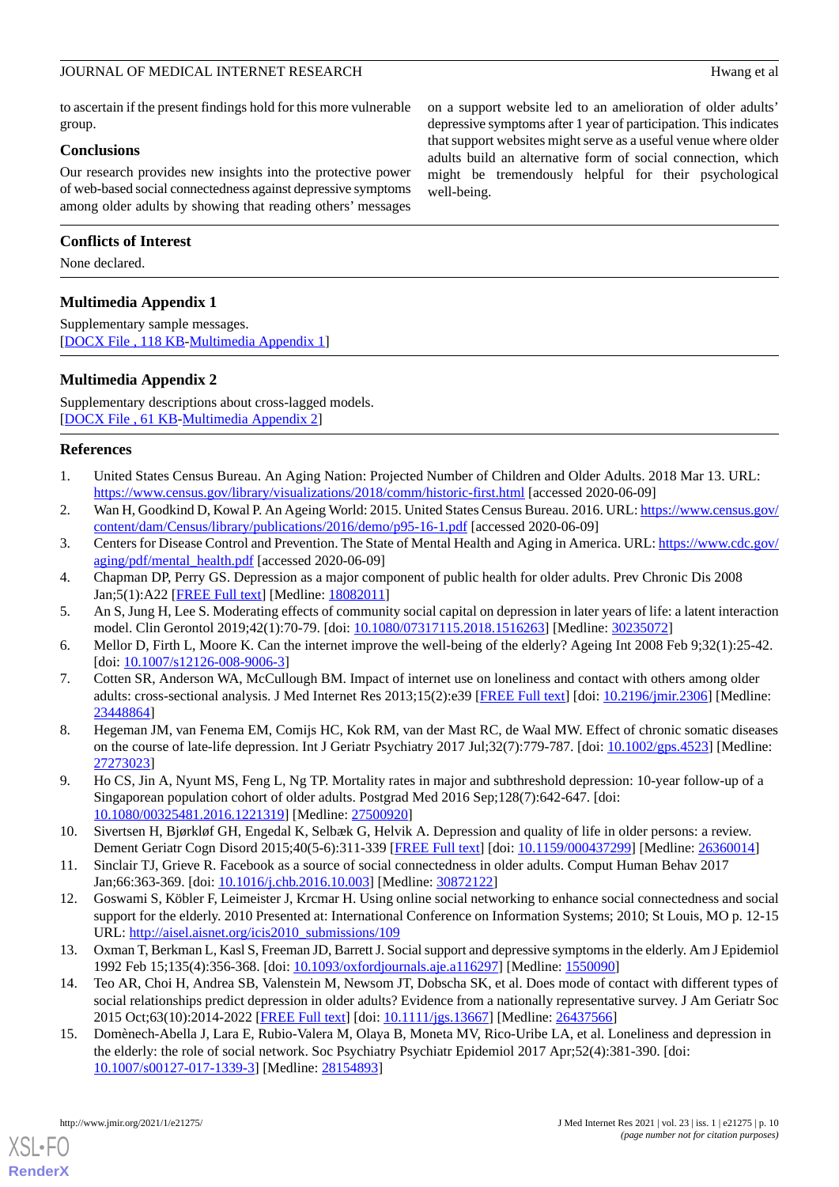to ascertain if the present findings hold for this more vulnerable group.

## Conclusions

Our research provides new insights into the protective power of web-based social connectedness against depressive symptoms among older adults by showing that reading others' messages on a support website led to an amelioration of older adults' depressive symptoms after 1 year of participation. This indicates that support websites might serve as a useful venue where older adults build an alternative form of social connection, which might be tremendously helpful for their psychological well-being.

## Conflicts of Interest

None declared.

## Multimedia Appendix 1

Supplementary sample messages.
[DOCX File , 118 KB-Multimedia Appendix 1]

## Multimedia Appendix 2

Supplementary descriptions about cross-lagged models.
[DOCX File , 61 KB-Multimedia Appendix 2]

## References

1. United States Census Bureau. An Aging Nation: Projected Number of Children and Older Adults. 2018 Mar 13. URL: https://www.census.gov/library/visualizations/2018/comm/historic-first.html [accessed 2020-06-09]
2. Wan H, Goodkind D, Kowal P. An Ageing World: 2015. United States Census Bureau. 2016. URL: https://www.census.gov/content/dam/Census/library/publications/2016/demo/p95-16-1.pdf [accessed 2020-06-09]
3. Centers for Disease Control and Prevention. The State of Mental Health and Aging in America. URL: https://www.cdc.gov/aging/pdf/mental_health.pdf [accessed 2020-06-09]
4. Chapman DP, Perry GS. Depression as a major component of public health for older adults. Prev Chronic Dis 2008 Jan;5(1):A22 [FREE Full text] [Medline: 18082011]
5. An S, Jung H, Lee S. Moderating effects of community social capital on depression in later years of life: a latent interaction model. Clin Gerontol 2019;42(1):70-79. [doi: 10.1080/07317115.2018.1516263] [Medline: 30235072]
6. Mellor D, Firth L, Moore K. Can the internet improve the well-being of the elderly? Ageing Int 2008 Feb 9;32(1):25-42. [doi: 10.1007/s12126-008-9006-3]
7. Cotten SR, Anderson WA, McCullough BM. Impact of internet use on loneliness and contact with others among older adults: cross-sectional analysis. J Med Internet Res 2013;15(2):e39 [FREE Full text] [doi: 10.2196/jmir.2306] [Medline: 23448864]
8. Hegeman JM, van Fenema EM, Comijs HC, Kok RM, van der Mast RC, de Waal MW. Effect of chronic somatic diseases on the course of late-life depression. Int J Geriatr Psychiatry 2017 Jul;32(7):779-787. [doi: 10.1002/gps.4523] [Medline: 27273023]
9. Ho CS, Jin A, Nyunt MS, Feng L, Ng TP. Mortality rates in major and subthreshold depression: 10-year follow-up of a Singaporean population cohort of older adults. Postgrad Med 2016 Sep;128(7):642-647. [doi: 10.1080/00325481.2016.1221319] [Medline: 27500920]
10. Sivertsen H, Bjørkløf GH, Engedal K, Selbæk G, Helvik A. Depression and quality of life in older persons: a review. Dement Geriatr Cogn Disord 2015;40(5-6):311-339 [FREE Full text] [doi: 10.1159/000437299] [Medline: 26360014]
11. Sinclair TJ, Grieve R. Facebook as a source of social connectedness in older adults. Comput Human Behav 2017 Jan;66:363-369. [doi: 10.1016/j.chb.2016.10.003] [Medline: 30872122]
12. Goswami S, Köbler F, Leimeister J, Krcmar H. Using online social networking to enhance social connectedness and social support for the elderly. 2010 Presented at: International Conference on Information Systems; 2010; St Louis, MO p. 12-15 URL: http://aisel.aisnet.org/icis2010_submissions/109
13. Oxman T, Berkman L, Kasl S, Freeman JD, Barrett J. Social support and depressive symptoms in the elderly. Am J Epidemiol 1992 Feb 15;135(4):356-368. [doi: 10.1093/oxfordjournals.aje.a116297] [Medline: 1550090]
14. Teo AR, Choi H, Andrea SB, Valenstein M, Newsom JT, Dobscha SK, et al. Does mode of contact with different types of social relationships predict depression in older adults? Evidence from a nationally representative survey. J Am Geriatr Soc 2015 Oct;63(10):2014-2022 [FREE Full text] [doi: 10.1111/jgs.13667] [Medline: 26437566]
15. Domènech-Abella J, Lara E, Rubio-Valera M, Olaya B, Moneta MV, Rico-Uribe LA, et al. Loneliness and depression in the elderly: the role of social network. Soc Psychiatry Psychiatr Epidemiol 2017 Apr;52(4):381-390. [doi: 10.1007/s00127-017-1339-3] [Medline: 28154893]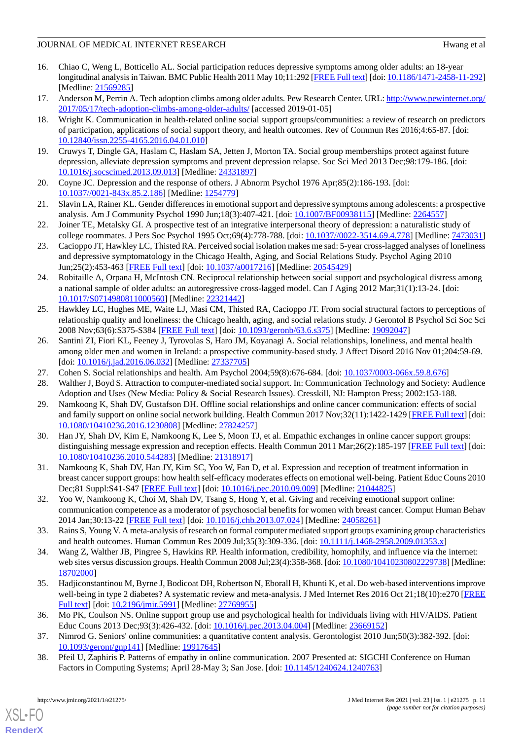16. Chiao C, Weng L, Botticello AL. Social participation reduces depressive symptoms among older adults: an 18-year longitudinal analysis in Taiwan. BMC Public Health 2011 May 10;11:292 [FREE Full text] [doi: 10.1186/1471-2458-11-292] [Medline: 21569285]
17. Anderson M, Perrin A. Tech adoption climbs among older adults. Pew Research Center. URL: http://www.pewinternet.org/2017/05/17/tech-adoption-climbs-among-older-adults/ [accessed 2019-01-05]
18. Wright K. Communication in health-related online social support groups/communities: a review of research on predictors of participation, applications of social support theory, and health outcomes. Rev of Commun Res 2016;4:65-87. [doi: 10.12840/issn.2255-4165.2016.04.01.010]
19. Cruwys T, Dingle GA, Haslam C, Haslam SA, Jetten J, Morton TA. Social group memberships protect against future depression, alleviate depression symptoms and prevent depression relapse. Soc Sci Med 2013 Dec;98:179-186. [doi: 10.1016/j.socscimed.2013.09.013] [Medline: 24331897]
20. Coyne JC. Depression and the response of others. J Abnorm Psychol 1976 Apr;85(2):186-193. [doi: 10.1037//0021-843x.85.2.186] [Medline: 1254779]
21. Slavin LA, Rainer KL. Gender differences in emotional support and depressive symptoms among adolescents: a prospective analysis. Am J Community Psychol 1990 Jun;18(3):407-421. [doi: 10.1007/BF00938115] [Medline: 2264557]
22. Joiner TE, Metalsky GI. A prospective test of an integrative interpersonal theory of depression: a naturalistic study of college roommates. J Pers Soc Psychol 1995 Oct;69(4):778-788. [doi: 10.1037//0022-3514.69.4.778] [Medline: 7473031]
23. Cacioppo JT, Hawkley LC, Thisted RA. Perceived social isolation makes me sad: 5-year cross-lagged analyses of loneliness and depressive symptomatology in the Chicago Health, Aging, and Social Relations Study. Psychol Aging 2010 Jun;25(2):453-463 [FREE Full text] [doi: 10.1037/a0017216] [Medline: 20545429]
24. Robitaille A, Orpana H, McIntosh CN. Reciprocal relationship between social support and psychological distress among a national sample of older adults: an autoregressive cross-lagged model. Can J Aging 2012 Mar;31(1):13-24. [doi: 10.1017/S0714980811000560] [Medline: 22321442]
25. Hawkley LC, Hughes ME, Waite LJ, Masi CM, Thisted RA, Cacioppo JT. From social structural factors to perceptions of relationship quality and loneliness: the Chicago health, aging, and social relations study. J Gerontol B Psychol Sci Soc Sci 2008 Nov;63(6):S375-S384 [FREE Full text] [doi: 10.1093/geronb/63.6.s375] [Medline: 19092047]
26. Santini ZI, Fiori KL, Feeney J, Tyrovolas S, Haro JM, Koyanagi A. Social relationships, loneliness, and mental health among older men and women in Ireland: a prospective community-based study. J Affect Disord 2016 Nov 01;204:59-69. [doi: 10.1016/j.jad.2016.06.032] [Medline: 27337705]
27. Cohen S. Social relationships and health. Am Psychol 2004;59(8):676-684. [doi: 10.1037/0003-066x.59.8.676]
28. Walther J, Boyd S. Attraction to computer-mediated social support. In: Communication Technology and Society: Audlence Adoption and Uses (New Media: Policy & Social Research Issues). Cresskill, NJ: Hampton Press; 2002:153-188.
29. Namkoong K, Shah DV, Gustafson DH. Offline social relationships and online cancer communication: effects of social and family support on online social network building. Health Commun 2017 Nov;32(11):1422-1429 [FREE Full text] [doi: 10.1080/10410236.2016.1230808] [Medline: 27824257]
30. Han JY, Shah DV, Kim E, Namkoong K, Lee S, Moon TJ, et al. Empathic exchanges in online cancer support groups: distinguishing message expression and reception effects. Health Commun 2011 Mar;26(2):185-197 [FREE Full text] [doi: 10.1080/10410236.2010.544283] [Medline: 21318917]
31. Namkoong K, Shah DV, Han JY, Kim SC, Yoo W, Fan D, et al. Expression and reception of treatment information in breast cancer support groups: how health self-efficacy moderates effects on emotional well-being. Patient Educ Couns 2010 Dec;81 Suppl:S41-S47 [FREE Full text] [doi: 10.1016/j.pec.2010.09.009] [Medline: 21044825]
32. Yoo W, Namkoong K, Choi M, Shah DV, Tsang S, Hong Y, et al. Giving and receiving emotional support online: communication competence as a moderator of psychosocial benefits for women with breast cancer. Comput Human Behav 2014 Jan;30:13-22 [FREE Full text] [doi: 10.1016/j.chb.2013.07.024] [Medline: 24058261]
33. Rains S, Young V. A meta-analysis of research on formal computer mediated support groups examining group characteristics and health outcomes. Human Commun Res 2009 Jul;35(3):309-336. [doi: 10.1111/j.1468-2958.2009.01353.x]
34. Wang Z, Walther JB, Pingree S, Hawkins RP. Health information, credibility, homophily, and influence via the internet: web sites versus discussion groups. Health Commun 2008 Jul;23(4):358-368. [doi: 10.1080/10410230802229738] [Medline: 18702000]
35. Hadjiconstantinou M, Byrne J, Bodicoat DH, Robertson N, Eborall H, Khunti K, et al. Do web-based interventions improve well-being in type 2 diabetes? A systematic review and meta-analysis. J Med Internet Res 2016 Oct 21;18(10):e270 [FREE Full text] [doi: 10.2196/jmir.5991] [Medline: 27769955]
36. Mo PK, Coulson NS. Online support group use and psychological health for individuals living with HIV/AIDS. Patient Educ Couns 2013 Dec;93(3):426-432. [doi: 10.1016/j.pec.2013.04.004] [Medline: 23669152]
37. Nimrod G. Seniors' online communities: a quantitative content analysis. Gerontologist 2010 Jun;50(3):382-392. [doi: 10.1093/geront/gnp141] [Medline: 19917645]
38. Pfeil U, Zaphiris P. Patterns of empathy in online communication. 2007 Presented at: SIGCHI Conference on Human Factors in Computing Systems; April 28-May 3; San Jose. [doi: 10.1145/1240624.1240763]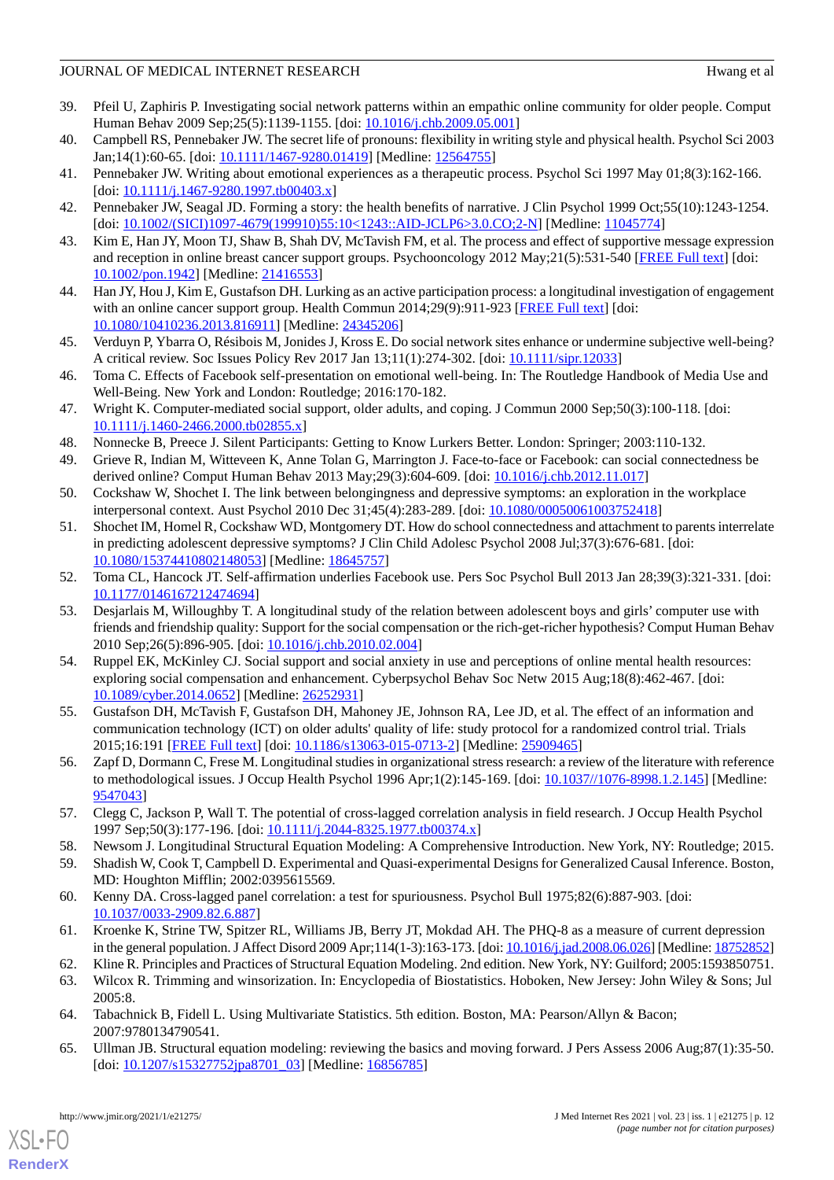39. Pfeil U, Zaphiris P. Investigating social network patterns within an empathic online community for older people. Comput Human Behav 2009 Sep;25(5):1139-1155. [doi: 10.1016/j.chb.2009.05.001]
40. Campbell RS, Pennebaker JW. The secret life of pronouns: flexibility in writing style and physical health. Psychol Sci 2003 Jan;14(1):60-65. [doi: 10.1111/1467-9280.01419] [Medline: 12564755]
41. Pennebaker JW. Writing about emotional experiences as a therapeutic process. Psychol Sci 1997 May 01;8(3):162-166. [doi: 10.1111/j.1467-9280.1997.tb00403.x]
42. Pennebaker JW, Seagal JD. Forming a story: the health benefits of narrative. J Clin Psychol 1999 Oct;55(10):1243-1254. [doi: 10.1002/(SICI)1097-4679(199910)55:10<1243::AID-JCLP6>3.0.CO;2-N] [Medline: 11045774]
43. Kim E, Han JY, Moon TJ, Shaw B, Shah DV, McTavish FM, et al. The process and effect of supportive message expression and reception in online breast cancer support groups. Psychooncology 2012 May;21(5):531-540 [FREE Full text] [doi: 10.1002/pon.1942] [Medline: 21416553]
44. Han JY, Hou J, Kim E, Gustafson DH. Lurking as an active participation process: a longitudinal investigation of engagement with an online cancer support group. Health Commun 2014;29(9):911-923 [FREE Full text] [doi: 10.1080/10410236.2013.816911] [Medline: 24345206]
45. Verduyn P, Ybarra O, Résibois M, Jonides J, Kross E. Do social network sites enhance or undermine subjective well-being? A critical review. Soc Issues Policy Rev 2017 Jan 13;11(1):274-302. [doi: 10.1111/sipr.12033]
46. Toma C. Effects of Facebook self-presentation on emotional well-being. In: The Routledge Handbook of Media Use and Well-Being. New York and London: Routledge; 2016:170-182.
47. Wright K. Computer-mediated social support, older adults, and coping. J Commun 2000 Sep;50(3):100-118. [doi: 10.1111/j.1460-2466.2000.tb02855.x]
48. Nonnecke B, Preece J. Silent Participants: Getting to Know Lurkers Better. London: Springer; 2003:110-132.
49. Grieve R, Indian M, Witteveen K, Anne Tolan G, Marrington J. Face-to-face or Facebook: can social connectedness be derived online? Comput Human Behav 2013 May;29(3):604-609. [doi: 10.1016/j.chb.2012.11.017]
50. Cockshaw W, Shochet I. The link between belongingness and depressive symptoms: an exploration in the workplace interpersonal context. Aust Psychol 2010 Dec 31;45(4):283-289. [doi: 10.1080/00050061003752418]
51. Shochet IM, Homel R, Cockshaw WD, Montgomery DT. How do school connectedness and attachment to parents interrelate in predicting adolescent depressive symptoms? J Clin Child Adolesc Psychol 2008 Jul;37(3):676-681. [doi: 10.1080/15374410802148053] [Medline: 18645757]
52. Toma CL, Hancock JT. Self-affirmation underlies Facebook use. Pers Soc Psychol Bull 2013 Jan 28;39(3):321-331. [doi: 10.1177/0146167212474694]
53. Desjarlais M, Willoughby T. A longitudinal study of the relation between adolescent boys and girls' computer use with friends and friendship quality: Support for the social compensation or the rich-get-richer hypothesis? Comput Human Behav 2010 Sep;26(5):896-905. [doi: 10.1016/j.chb.2010.02.004]
54. Ruppel EK, McKinley CJ. Social support and social anxiety in use and perceptions of online mental health resources: exploring social compensation and enhancement. Cyberpsychol Behav Soc Netw 2015 Aug;18(8):462-467. [doi: 10.1089/cyber.2014.0652] [Medline: 26252931]
55. Gustafson DH, McTavish F, Gustafson DH, Mahoney JE, Johnson RA, Lee JD, et al. The effect of an information and communication technology (ICT) on older adults' quality of life: study protocol for a randomized control trial. Trials 2015;16:191 [FREE Full text] [doi: 10.1186/s13063-015-0713-2] [Medline: 25909465]
56. Zapf D, Dormann C, Frese M. Longitudinal studies in organizational stress research: a review of the literature with reference to methodological issues. J Occup Health Psychol 1996 Apr;1(2):145-169. [doi: 10.1037//1076-8998.1.2.145] [Medline: 9547043]
57. Clegg C, Jackson P, Wall T. The potential of cross-lagged correlation analysis in field research. J Occup Health Psychol 1997 Sep;50(3):177-196. [doi: 10.1111/j.2044-8325.1977.tb00374.x]
58. Newsom J. Longitudinal Structural Equation Modeling: A Comprehensive Introduction. New York, NY: Routledge; 2015.
59. Shadish W, Cook T, Campbell D. Experimental and Quasi-experimental Designs for Generalized Causal Inference. Boston, MD: Houghton Mifflin; 2002:0395615569.
60. Kenny DA. Cross-lagged panel correlation: a test for spuriousness. Psychol Bull 1975;82(6):887-903. [doi: 10.1037/0033-2909.82.6.887]
61. Kroenke K, Strine TW, Spitzer RL, Williams JB, Berry JT, Mokdad AH. The PHQ-8 as a measure of current depression in the general population. J Affect Disord 2009 Apr;114(1-3):163-173. [doi: 10.1016/j.jad.2008.06.026] [Medline: 18752852]
62. Kline R. Principles and Practices of Structural Equation Modeling. 2nd edition. New York, NY: Guilford; 2005:1593850751.
63. Wilcox R. Trimming and winsorization. In: Encyclopedia of Biostatistics. Hoboken, New Jersey: John Wiley & Sons; Jul 2005:8.
64. Tabachnick B, Fidell L. Using Multivariate Statistics. 5th edition. Boston, MA: Pearson/Allyn & Bacon; 2007:9780134790541.
65. Ullman JB. Structural equation modeling: reviewing the basics and moving forward. J Pers Assess 2006 Aug;87(1):35-50. [doi: 10.1207/s15327752jpa8701_03] [Medline: 16856785]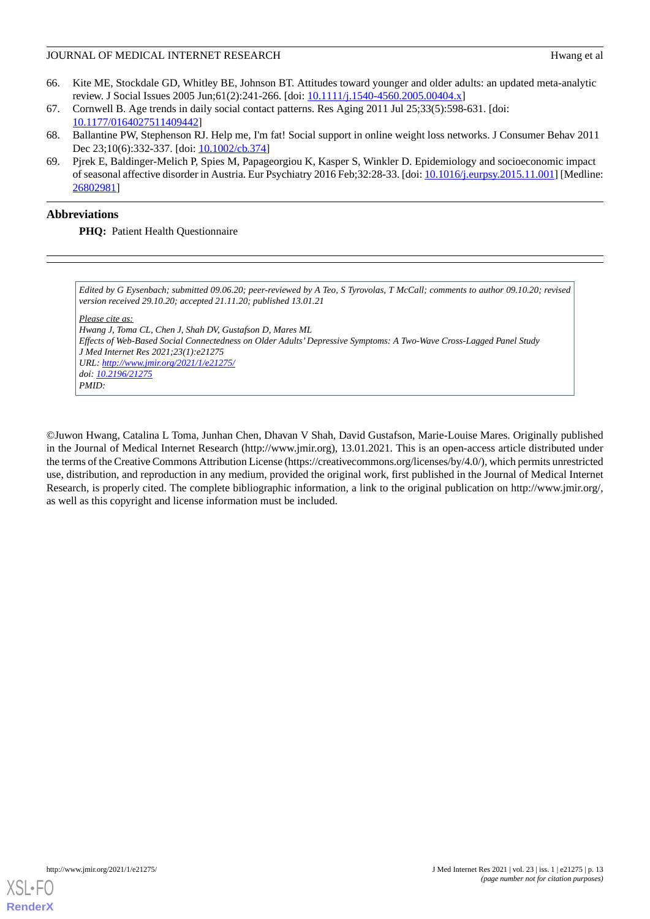66. Kite ME, Stockdale GD, Whitley BE, Johnson BT. Attitudes toward younger and older adults: an updated meta-analytic review. J Social Issues 2005 Jun;61(2):241-266. [doi: 10.1111/j.1540-4560.2005.00404.x]
67. Cornwell B. Age trends in daily social contact patterns. Res Aging 2011 Jul 25;33(5):598-631. [doi: 10.1177/0164027511409442]
68. Ballantine PW, Stephenson RJ. Help me, I'm fat! Social support in online weight loss networks. J Consumer Behav 2011 Dec 23;10(6):332-337. [doi: 10.1002/cb.374]
69. Pjrek E, Baldinger-Melich P, Spies M, Papageorgiou K, Kasper S, Winkler D. Epidemiology and socioeconomic impact of seasonal affective disorder in Austria. Eur Psychiatry 2016 Feb;32:28-33. [doi: 10.1016/j.eurpsy.2015.11.001] [Medline: 26802981]

## Abbreviations

**PHQ:** Patient Health Questionnaire

*Edited by G Eysenbach; submitted 09.06.20; peer-reviewed by A Teo, S Tyrovolas, T McCall; comments to author 09.10.20; revised version received 29.10.20; accepted 21.11.20; published 13.01.21*

*Please cite as:*
*Hwang J, Toma CL, Chen J, Shah DV, Gustafson D, Mares ML*
*Effects of Web-Based Social Connectedness on Older Adults' Depressive Symptoms: A Two-Wave Cross-Lagged Panel Study*
*J Med Internet Res 2021;23(1):e21275*
*URL: http://www.jmir.org/2021/1/e21275/*
*doi: 10.2196/21275*
*PMID:*

©Juwon Hwang, Catalina L Toma, Junhan Chen, Dhavan V Shah, David Gustafson, Marie-Louise Mares. Originally published in the Journal of Medical Internet Research (http://www.jmir.org), 13.01.2021. This is an open-access article distributed under the terms of the Creative Commons Attribution License (https://creativecommons.org/licenses/by/4.0/), which permits unrestricted use, distribution, and reproduction in any medium, provided the original work, first published in the Journal of Medical Internet Research, is properly cited. The complete bibliographic information, a link to the original publication on http://www.jmir.org/, as well as this copyright and license information must be included.